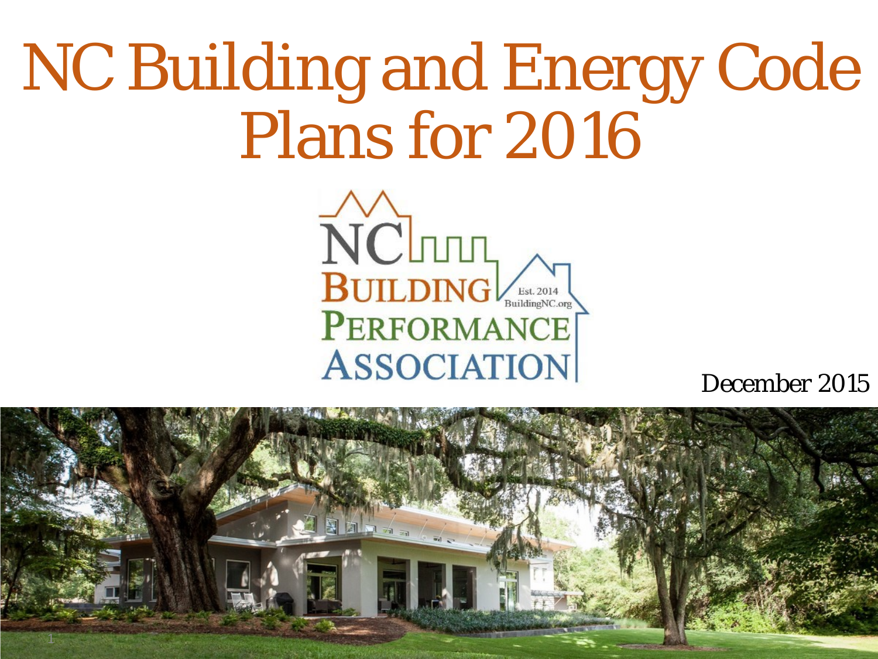# NC Building and Energy Code Plans for 2016

NC Building Performance Association

Est. 2014

BuildingNC.org

December 2015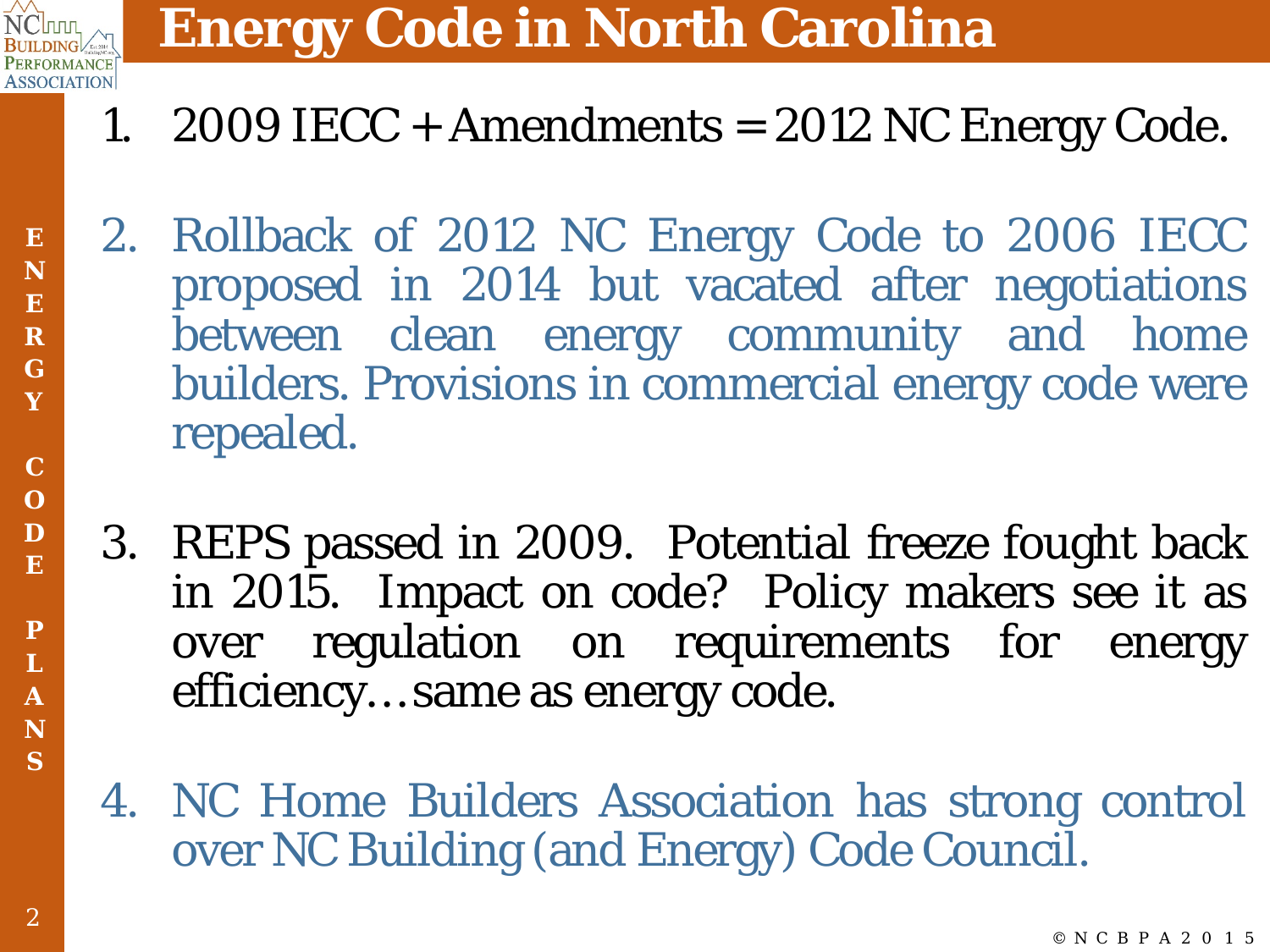# Energy Code in North Carolina

1. 2009 IECC + Amendments = 2012 NC Energy Code.

2. Rollback of 2012 NC Energy Code to 2006 IECC proposed in 2014 but vacated after negotiations between clean energy community and home builders. Provisions in commercial energy code were repealed.

3. REPS passed in 2009. Potential freeze fought back in 2015. Impact on code? Policy makers see it as over regulation on requirements for energy efficiency…same as energy code.

4. NC Home Builders Association has strong control over NC Building (and Energy) Code Council.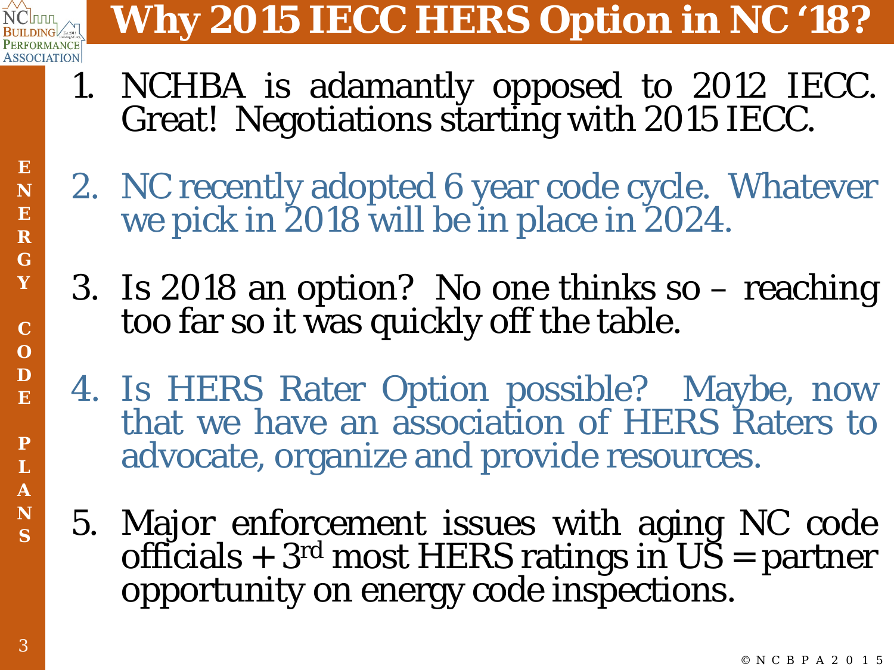# Why 2015 IECC HERS Option in NC '18?

1. NCHBA is adamantly opposed to 2012 IECC. Great! Negotiations starting with 2015 IECC.

2. NC recently adopted 6 year code cycle. Whatever we pick in 2018 will be in place in 2024.

3. Is 2018 an option? No one thinks so – reaching too far so it was quickly off the table.

4. Is HERS Rater Option possible? Maybe, now that we have an association of HERS Raters to advocate, organize and provide resources.

5. Major enforcement issues with aging NC code officials + 3rd most HERS ratings in US = partner opportunity on energy code inspections.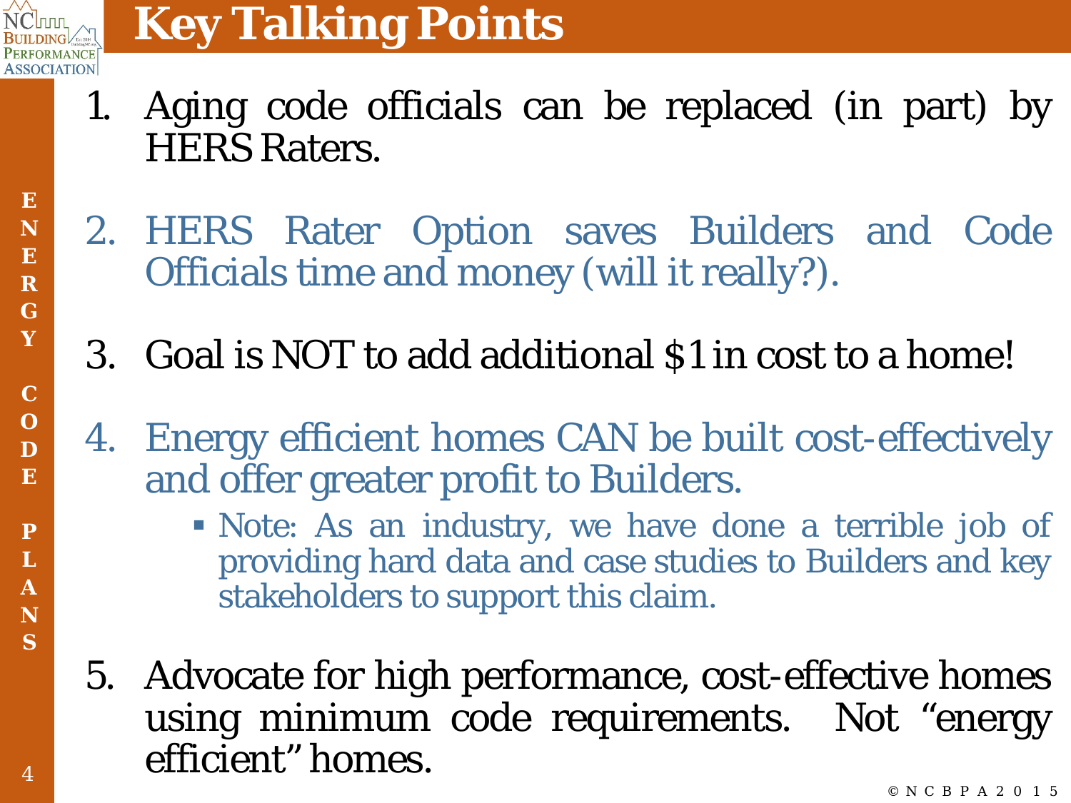# Key Talking Points

1. Aging code officials can be replaced (in part) by HERS Raters.

2. HERS Rater Option saves Builders and Code Officials time and money (will it really?).

3. Goal is NOT to add additional $1 in cost to a home!

4. Energy efficient homes CAN be built cost-effectively and offer greater profit to Builders.
   - Note: As an industry, we have done a terrible job of providing hard data and case studies to Builders and key stakeholders to support this claim.

5. Advocate for high performance, cost-effective homes using minimum code requirements. Not "energy efficient" homes.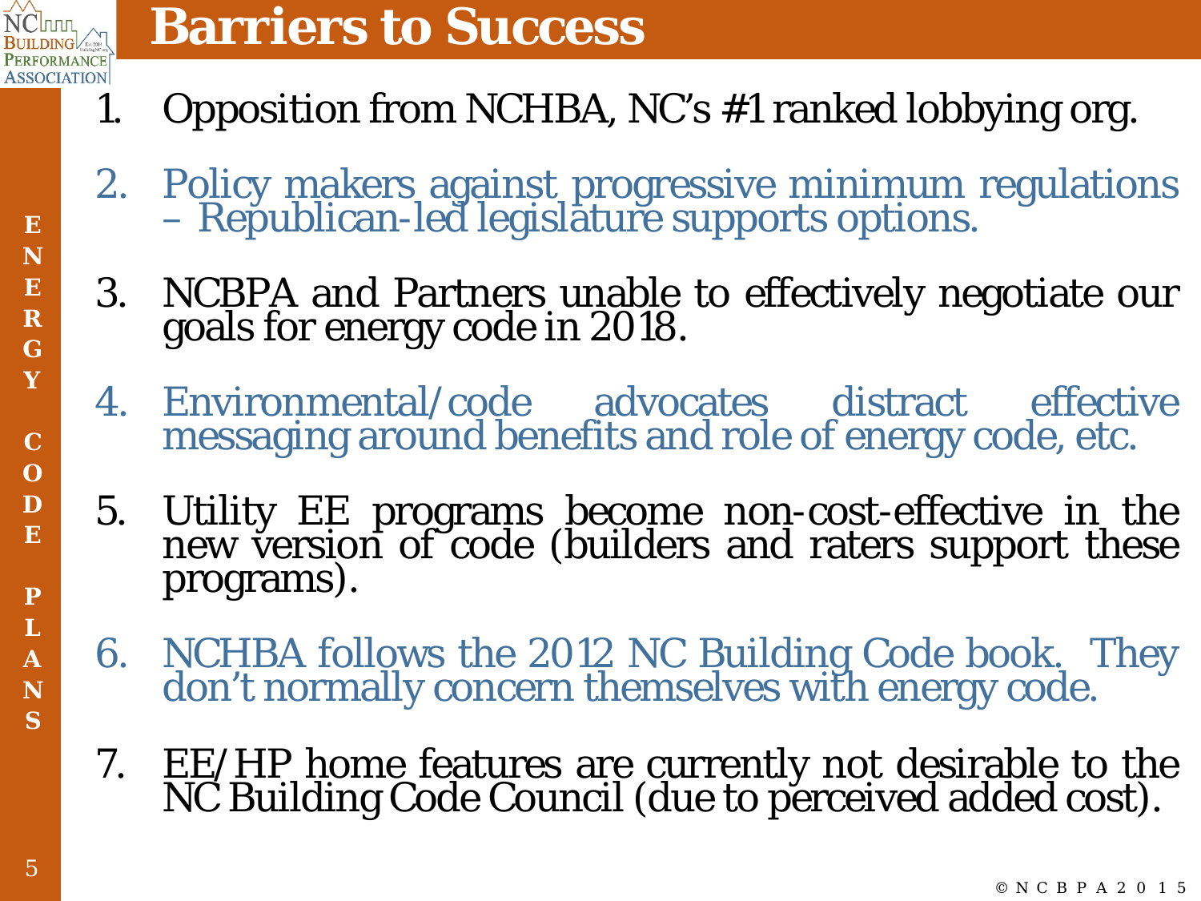# Barriers to Success

1. Opposition from NCHBA, NC's #1 ranked lobbying org.
2. Policy makers against progressive minimum regulations – Republican-led legislature supports options.
3. NCBPA and Partners unable to effectively negotiate our goals for energy code in 2018.
4. Environmental/code advocates distract effective messaging around benefits and role of energy code, etc.
5. Utility EE programs become non-cost-effective in the new version of code (builders and raters support these programs).
6. NCHBA follows the 2012 NC Building Code book. They don't normally concern themselves with energy code.
7. EE/HP home features are currently not desirable to the NC Building Code Council (due to perceived added cost).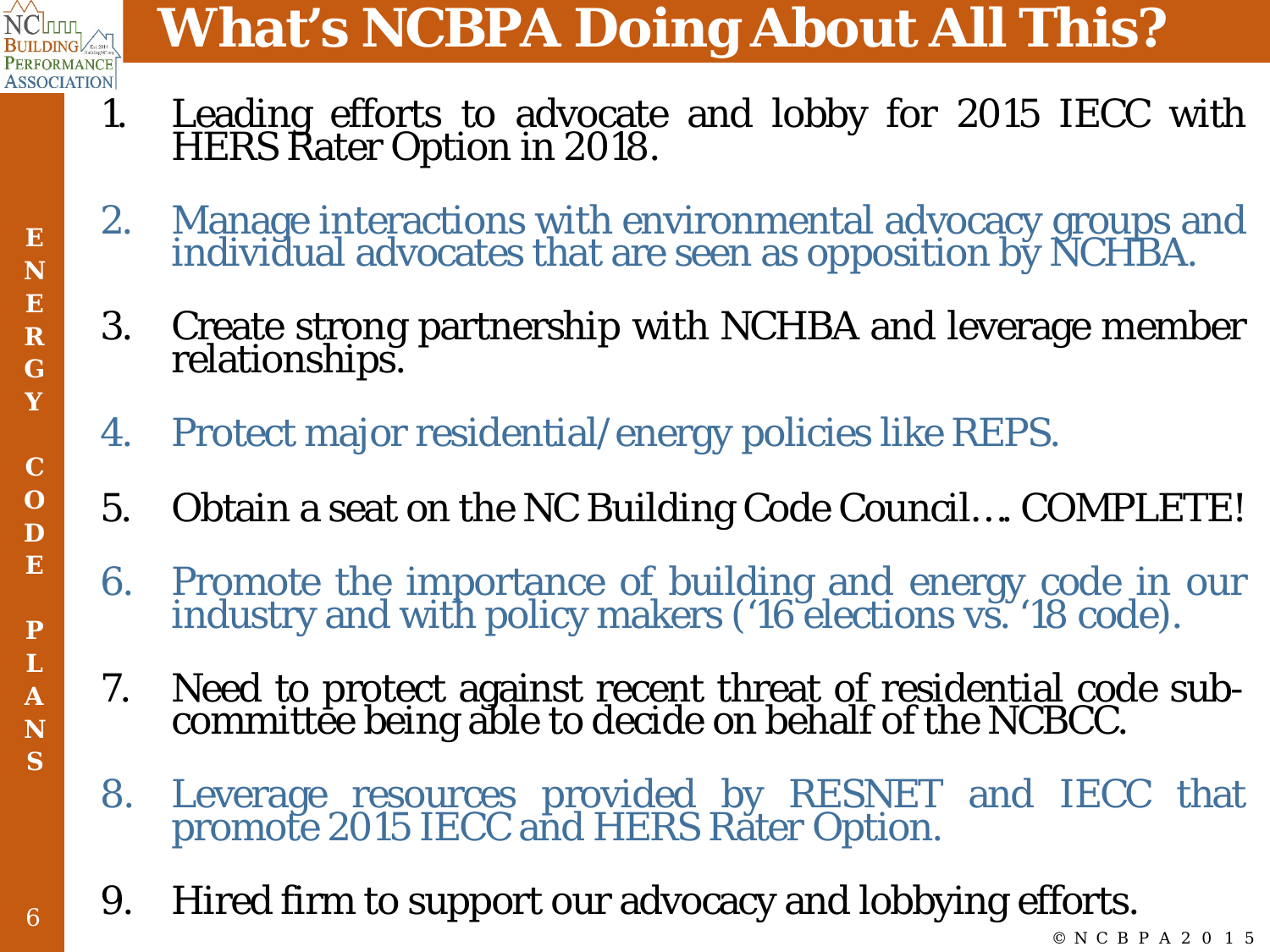# What's NCBPA Doing About All This?

ENERGY CODE PLANS

1. Leading efforts to advocate and lobby for 2015 IECC with HERS Rater Option in 2018.
2. Manage interactions with environmental advocacy groups and individual advocates that are seen as opposition by NCHBA.
3. Create strong partnership with NCHBA and leverage member relationships.
4. Protect major residential/energy policies like REPS.
5. Obtain a seat on the NC Building Code Council…. COMPLETE!
6. Promote the importance of building and energy code in our industry and with policy makers ('16 elections vs. '18 code).
7. Need to protect against recent threat of residential code sub-committee being able to decide on behalf of the NCBCC.
8. Leverage resources provided by RESNET and IECC that promote 2015 IECC and HERS Rater Option.
9. Hired firm to support our advocacy and lobbying efforts.

© NCBPA 2015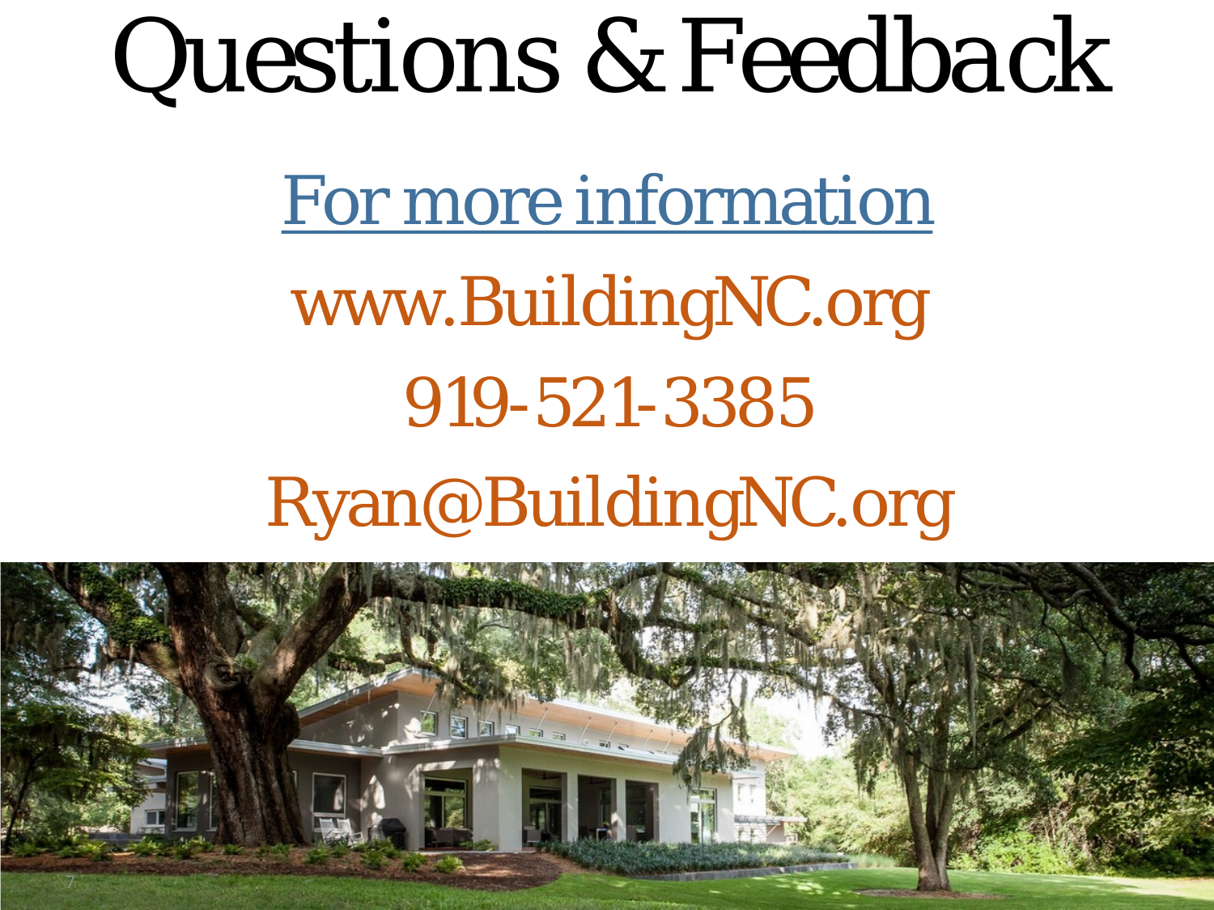# Questions & Feedback

For more information

www.BuildingNC.org

919-521-3385

Ryan@BuildingNC.org